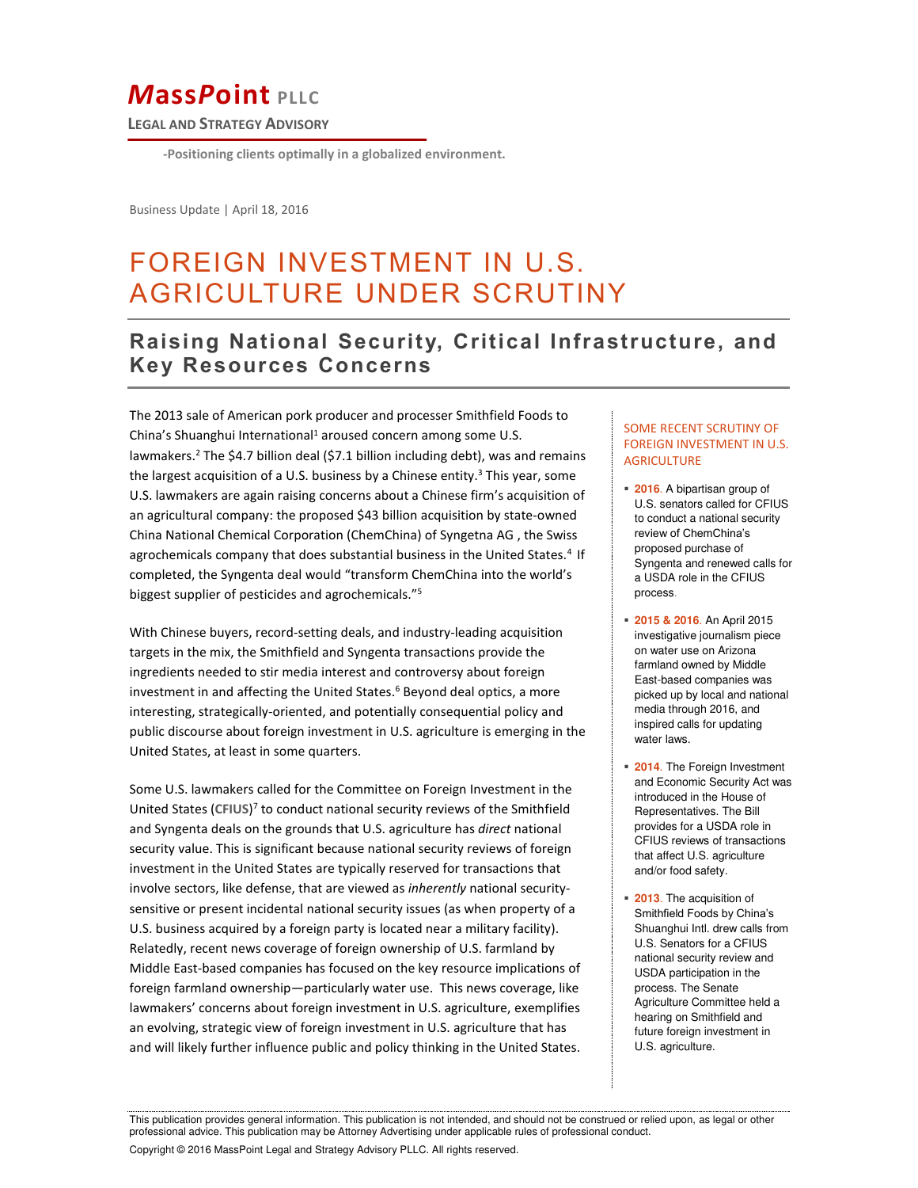# MassPoint PLLC

**LEGAL AND STRATEGY ADVISORY**

**-Positioning clients optimally in a globalized environment.**

Business Update | April 18, 2016

# FOREIGN INVESTMENT IN U.S. AGRICULTURE UNDER SCRUTINY

## Raising National Security, Critical Infrastructure, and Key Resources Concerns

The 2013 sale of American pork producer and processer Smithfield Foods to China's Shuanghui International[1] aroused concern among some U.S. lawmakers.[2] The $4.7 billion deal ($7.1 billion including debt), was and remains the largest acquisition of a U.S. business by a Chinese entity.[3] This year, some U.S. lawmakers are again raising concerns about a Chinese firm's acquisition of an agricultural company: the proposed $43 billion acquisition by state-owned China National Chemical Corporation (ChemChina) of Syngetna AG , the Swiss agrochemicals company that does substantial business in the United States.[4] If completed, the Syngenta deal would "transform ChemChina into the world's biggest supplier of pesticides and agrochemicals."[5]

With Chinese buyers, record-setting deals, and industry-leading acquisition targets in the mix, the Smithfield and Syngenta transactions provide the ingredients needed to stir media interest and controversy about foreign investment in and affecting the United States.[6] Beyond deal optics, a more interesting, strategically-oriented, and potentially consequential policy and public discourse about foreign investment in U.S. agriculture is emerging in the United States, at least in some quarters.

Some U.S. lawmakers called for the Committee on Foreign Investment in the United States (**CFIUS**)[7] to conduct national security reviews of the Smithfield and Syngenta deals on the grounds that U.S. agriculture has *direct* national security value. This is significant because national security reviews of foreign investment in the United States are typically reserved for transactions that involve sectors, like defense, that are viewed as *inherently* national security-sensitive or present incidental national security issues (as when property of a U.S. business acquired by a foreign party is located near a military facility). Relatedly, recent news coverage of foreign ownership of U.S. farmland by Middle East-based companies has focused on the key resource implications of foreign farmland ownership—particularly water use. This news coverage, like lawmakers' concerns about foreign investment in U.S. agriculture, exemplifies an evolving, strategic view of foreign investment in U.S. agriculture that has and will likely further influence public and policy thinking in the United States.

### SOME RECENT SCRUTINY OF FOREIGN INVESTMENT IN U.S. AGRICULTURE

- **2016**. A bipartisan group of U.S. senators called for CFIUS to conduct a national security review of ChemChina's proposed purchase of Syngenta and renewed calls for a USDA role in the CFIUS process.
- **2015 & 2016**. An April 2015 investigative journalism piece on water use on Arizona farmland owned by Middle East-based companies was picked up by local and national media through 2016, and inspired calls for updating water laws.
- **2014**. The Foreign Investment and Economic Security Act was introduced in the House of Representatives. The Bill provides for a USDA role in CFIUS reviews of transactions that affect U.S. agriculture and/or food safety.
- **2013**. The acquisition of Smithfield Foods by China's Shuanghui Intl. drew calls from U.S. Senators for a CFIUS national security review and USDA participation in the process. The Senate Agriculture Committee held a hearing on Smithfield and future foreign investment in U.S. agriculture.

This publication provides general information. This publication is not intended, and should not be construed or relied upon, as legal or other professional advice. This publication may be Attorney Advertising under applicable rules of professional conduct.

Copyright © 2016 MassPoint Legal and Strategy Advisory PLLC. All rights reserved.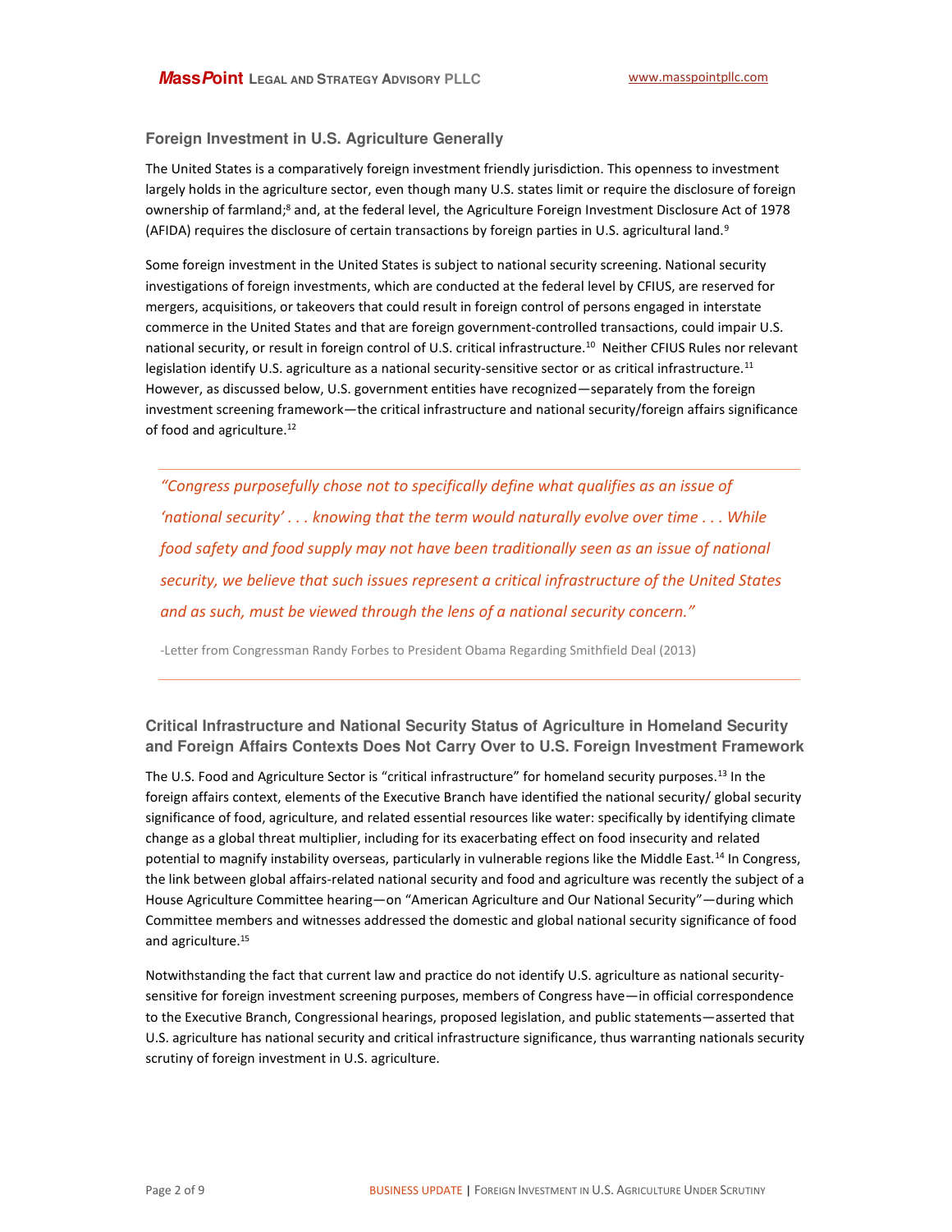## Foreign Investment in U.S. Agriculture Generally

The United States is a comparatively foreign investment friendly jurisdiction. This openness to investment largely holds in the agriculture sector, even though many U.S. states limit or require the disclosure of foreign ownership of farmland;[8] and, at the federal level, the Agriculture Foreign Investment Disclosure Act of 1978 (AFIDA) requires the disclosure of certain transactions by foreign parties in U.S. agricultural land.[9]

Some foreign investment in the United States is subject to national security screening. National security investigations of foreign investments, which are conducted at the federal level by CFIUS, are reserved for mergers, acquisitions, or takeovers that could result in foreign control of persons engaged in interstate commerce in the United States and that are foreign government-controlled transactions, could impair U.S. national security, or result in foreign control of U.S. critical infrastructure.[10] Neither CFIUS Rules nor relevant legislation identify U.S. agriculture as a national security-sensitive sector or as critical infrastructure.[11] However, as discussed below, U.S. government entities have recognized—separately from the foreign investment screening framework—the critical infrastructure and national security/foreign affairs significance of food and agriculture.[12]

> *"Congress purposefully chose not to specifically define what qualifies as an issue of 'national security' . . . knowing that the term would naturally evolve over time . . . While food safety and food supply may not have been traditionally seen as an issue of national security, we believe that such issues represent a critical infrastructure of the United States and as such, must be viewed through the lens of a national security concern."*
>
> -Letter from Congressman Randy Forbes to President Obama Regarding Smithfield Deal (2013)

## Critical Infrastructure and National Security Status of Agriculture in Homeland Security and Foreign Affairs Contexts Does Not Carry Over to U.S. Foreign Investment Framework

The U.S. Food and Agriculture Sector is "critical infrastructure" for homeland security purposes.[13] In the foreign affairs context, elements of the Executive Branch have identified the national security/ global security significance of food, agriculture, and related essential resources like water: specifically by identifying climate change as a global threat multiplier, including for its exacerbating effect on food insecurity and related potential to magnify instability overseas, particularly in vulnerable regions like the Middle East.[14] In Congress, the link between global affairs-related national security and food and agriculture was recently the subject of a House Agriculture Committee hearing—on "American Agriculture and Our National Security"—during which Committee members and witnesses addressed the domestic and global national security significance of food and agriculture.[15]

Notwithstanding the fact that current law and practice do not identify U.S. agriculture as national security-sensitive for foreign investment screening purposes, members of Congress have—in official correspondence to the Executive Branch, Congressional hearings, proposed legislation, and public statements—asserted that U.S. agriculture has national security and critical infrastructure significance, thus warranting nationals security scrutiny of foreign investment in U.S. agriculture.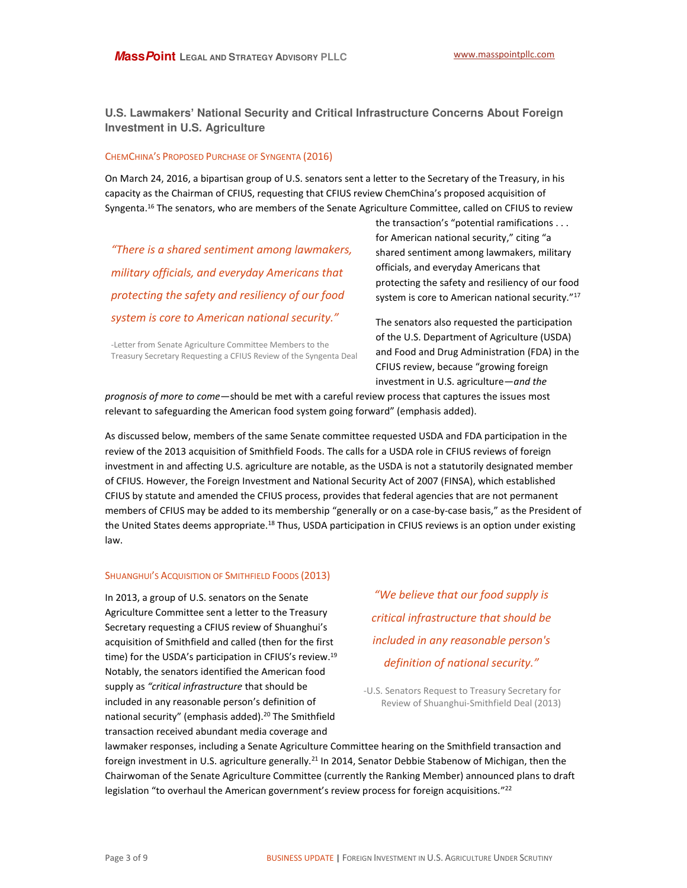## U.S. Lawmakers' National Security and Critical Infrastructure Concerns About Foreign Investment in U.S. Agriculture

### ChemChina's Proposed Purchase of Syngenta (2016)

On March 24, 2016, a bipartisan group of U.S. senators sent a letter to the Secretary of the Treasury, in his capacity as the Chairman of CFIUS, requesting that CFIUS review ChemChina's proposed acquisition of Syngenta.[16] The senators, who are members of the Senate Agriculture Committee, called on CFIUS to review the transaction's "potential ramifications . . . for American national security," citing "a shared sentiment among lawmakers, military officials, and everyday Americans that protecting the safety and resiliency of our food system is core to American national security."[17]

> *"There is a shared sentiment among lawmakers, military officials, and everyday Americans that protecting the safety and resiliency of our food system is core to American national security."*
>
> -Letter from Senate Agriculture Committee Members to the Treasury Secretary Requesting a CFIUS Review of the Syngenta Deal

The senators also requested the participation of the U.S. Department of Agriculture (USDA) and Food and Drug Administration (FDA) in the CFIUS review, because "growing foreign investment in U.S. agriculture—*and the prognosis of more to come*—should be met with a careful review process that captures the issues most relevant to safeguarding the American food system going forward" (emphasis added).

As discussed below, members of the same Senate committee requested USDA and FDA participation in the review of the 2013 acquisition of Smithfield Foods. The calls for a USDA role in CFIUS reviews of foreign investment in and affecting U.S. agriculture are notable, as the USDA is not a statutorily designated member of CFIUS. However, the Foreign Investment and National Security Act of 2007 (FINSA), which established CFIUS by statute and amended the CFIUS process, provides that federal agencies that are not permanent members of CFIUS may be added to its membership "generally or on a case-by-case basis," as the President of the United States deems appropriate.[18] Thus, USDA participation in CFIUS reviews is an option under existing law.

### Shuanghui's Acquisition of Smithfield Foods (2013)

In 2013, a group of U.S. senators on the Senate Agriculture Committee sent a letter to the Treasury Secretary requesting a CFIUS review of Shuanghui's acquisition of Smithfield and called (then for the first time) for the USDA's participation in CFIUS's review.[19] Notably, the senators identified the American food supply as *"critical infrastructure* that should be included in any reasonable person's definition of national security" (emphasis added).[20] The Smithfield transaction received abundant media coverage and lawmaker responses, including a Senate Agriculture Committee hearing on the Smithfield transaction and foreign investment in U.S. agriculture generally.[21] In 2014, Senator Debbie Stabenow of Michigan, then the Chairwoman of the Senate Agriculture Committee (currently the Ranking Member) announced plans to draft legislation "to overhaul the American government's review process for foreign acquisitions."[22]

> *"We believe that our food supply is critical infrastructure that should be included in any reasonable person's definition of national security."*
>
> -U.S. Senators Request to Treasury Secretary for Review of Shuanghui-Smithfield Deal (2013)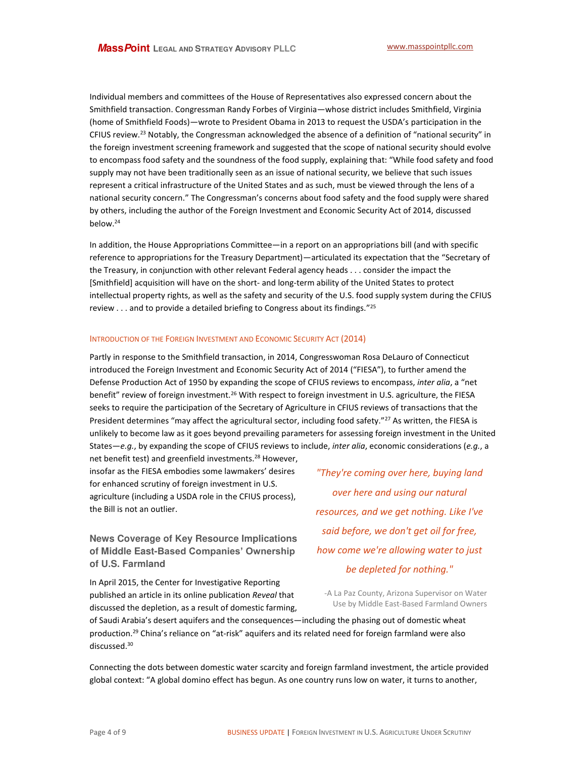Individual members and committees of the House of Representatives also expressed concern about the Smithfield transaction. Congressman Randy Forbes of Virginia—whose district includes Smithfield, Virginia (home of Smithfield Foods)—wrote to President Obama in 2013 to request the USDA's participation in the CFIUS review.[23] Notably, the Congressman acknowledged the absence of a definition of "national security" in the foreign investment screening framework and suggested that the scope of national security should evolve to encompass food safety and the soundness of the food supply, explaining that: "While food safety and food supply may not have been traditionally seen as an issue of national security, we believe that such issues represent a critical infrastructure of the United States and as such, must be viewed through the lens of a national security concern." The Congressman's concerns about food safety and the food supply were shared by others, including the author of the Foreign Investment and Economic Security Act of 2014, discussed below.[24]

In addition, the House Appropriations Committee—in a report on an appropriations bill (and with specific reference to appropriations for the Treasury Department)—articulated its expectation that the "Secretary of the Treasury, in conjunction with other relevant Federal agency heads . . . consider the impact the [Smithfield] acquisition will have on the short- and long-term ability of the United States to protect intellectual property rights, as well as the safety and security of the U.S. food supply system during the CFIUS review . . . and to provide a detailed briefing to Congress about its findings."[25]

### Introduction of the Foreign Investment and Economic Security Act (2014)

Partly in response to the Smithfield transaction, in 2014, Congresswoman Rosa DeLauro of Connecticut introduced the Foreign Investment and Economic Security Act of 2014 ("FIESA"), to further amend the Defense Production Act of 1950 by expanding the scope of CFIUS reviews to encompass, *inter alia*, a "net benefit" review of foreign investment.[26] With respect to foreign investment in U.S. agriculture, the FIESA seeks to require the participation of the Secretary of Agriculture in CFIUS reviews of transactions that the President determines "may affect the agricultural sector, including food safety."[27] As written, the FIESA is unlikely to become law as it goes beyond prevailing parameters for assessing foreign investment in the United States—*e.g.*, by expanding the scope of CFIUS reviews to include, *inter alia*, economic considerations (*e.g.*, a net benefit test) and greenfield investments.[28] However, insofar as the FIESA embodies some lawmakers' desires for enhanced scrutiny of foreign investment in U.S. agriculture (including a USDA role in the CFIUS process), the Bill is not an outlier.

> *"They're coming over here, buying land over here and using our natural resources, and we get nothing. Like I've said before, we don't get oil for free, how come we're allowing water to just be depleted for nothing."*
>
> -A La Paz County, Arizona Supervisor on Water Use by Middle East-Based Farmland Owners

## News Coverage of Key Resource Implications of Middle East-Based Companies' Ownership of U.S. Farmland

In April 2015, the Center for Investigative Reporting published an article in its online publication *Reveal* that discussed the depletion, as a result of domestic farming, of Saudi Arabia's desert aquifers and the consequences—including the phasing out of domestic wheat production.[29] China's reliance on "at-risk" aquifers and its related need for foreign farmland were also discussed.[30]

Connecting the dots between domestic water scarcity and foreign farmland investment, the article provided global context: "A global domino effect has begun. As one country runs low on water, it turns to another,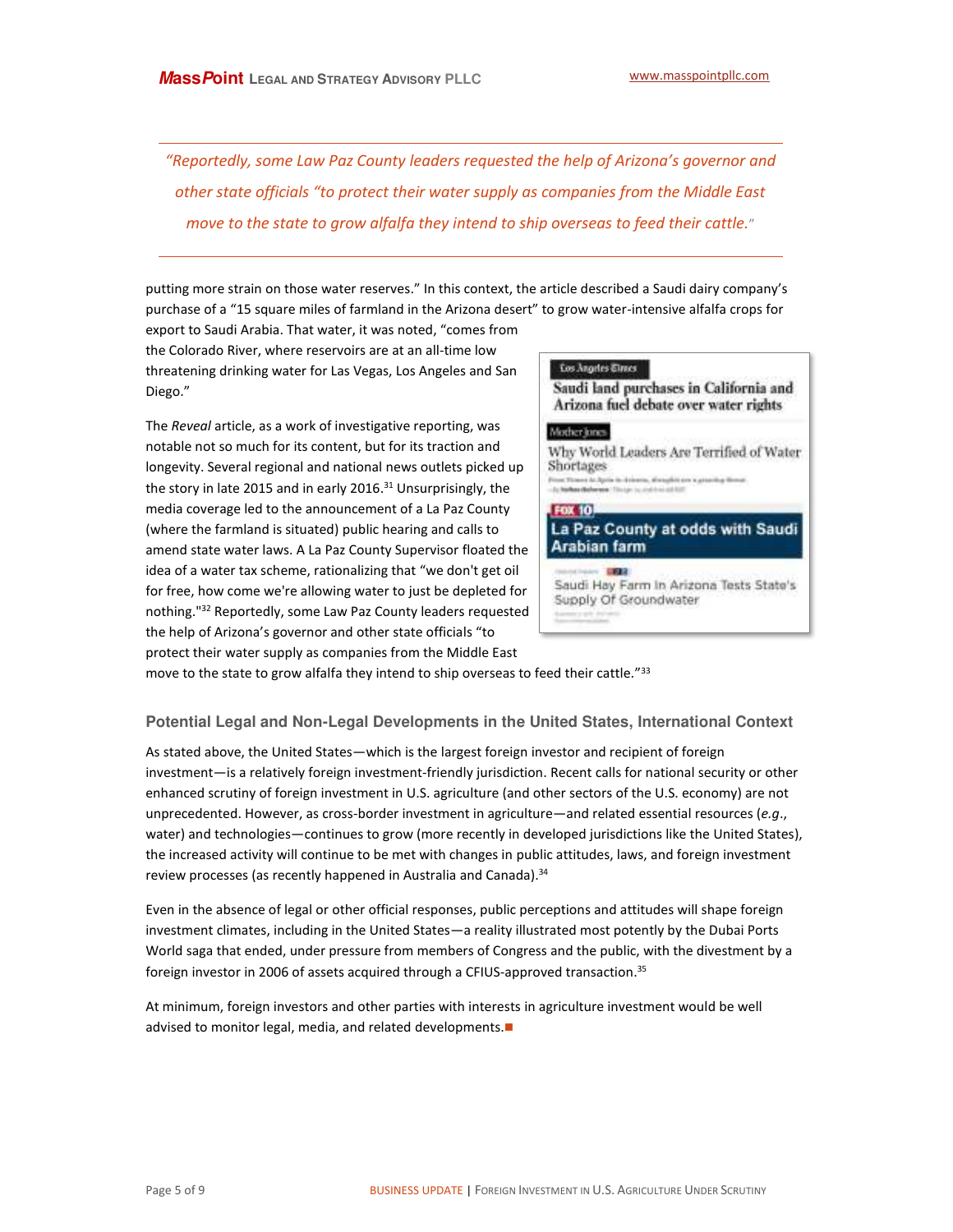> *"Reportedly, some Law Paz County leaders requested the help of Arizona's governor and other state officials "to protect their water supply as companies from the Middle East move to the state to grow alfalfa they intend to ship overseas to feed their cattle."*

putting more strain on those water reserves." In this context, the article described a Saudi dairy company's purchase of a "15 square miles of farmland in the Arizona desert" to grow water-intensive alfalfa crops for export to Saudi Arabia. That water, it was noted, "comes from the Colorado River, where reservoirs are at an all-time low threatening drinking water for Las Vegas, Los Angeles and San Diego."

The *Reveal* article, as a work of investigative reporting, was notable not so much for its content, but for its traction and longevity. Several regional and national news outlets picked up the story in late 2015 and in early 2016.[31] Unsurprisingly, the media coverage led to the announcement of a La Paz County (where the farmland is situated) public hearing and calls to amend state water laws. A La Paz County Supervisor floated the idea of a water tax scheme, rationalizing that "we don't get oil for free, how come we're allowing water to just be depleted for nothing."[32] Reportedly, some Law Paz County leaders requested the help of Arizona's governor and other state officials "to protect their water supply as companies from the Middle East move to the state to grow alfalfa they intend to ship overseas to feed their cattle."[33]

Los Angeles Times
Saudi land purchases in California and Arizona fuel debate over water rights

Mother Jones
Why World Leaders Are Terrified of Water Shortages

FOX 10
La Paz County at odds with Saudi Arabian farm

Saudi Hay Farm In Arizona Tests State's Supply Of Groundwater

### Potential Legal and Non-Legal Developments in the United States, International Context

As stated above, the United States—which is the largest foreign investor and recipient of foreign investment—is a relatively foreign investment-friendly jurisdiction. Recent calls for national security or other enhanced scrutiny of foreign investment in U.S. agriculture (and other sectors of the U.S. economy) are not unprecedented. However, as cross-border investment in agriculture—and related essential resources (*e.g.*, water) and technologies—continues to grow (more recently in developed jurisdictions like the United States), the increased activity will continue to be met with changes in public attitudes, laws, and foreign investment review processes (as recently happened in Australia and Canada).[34]

Even in the absence of legal or other official responses, public perceptions and attitudes will shape foreign investment climates, including in the United States—a reality illustrated most potently by the Dubai Ports World saga that ended, under pressure from members of Congress and the public, with the divestment by a foreign investor in 2006 of assets acquired through a CFIUS-approved transaction.[35]

At minimum, foreign investors and other parties with interests in agriculture investment would be well advised to monitor legal, media, and related developments.■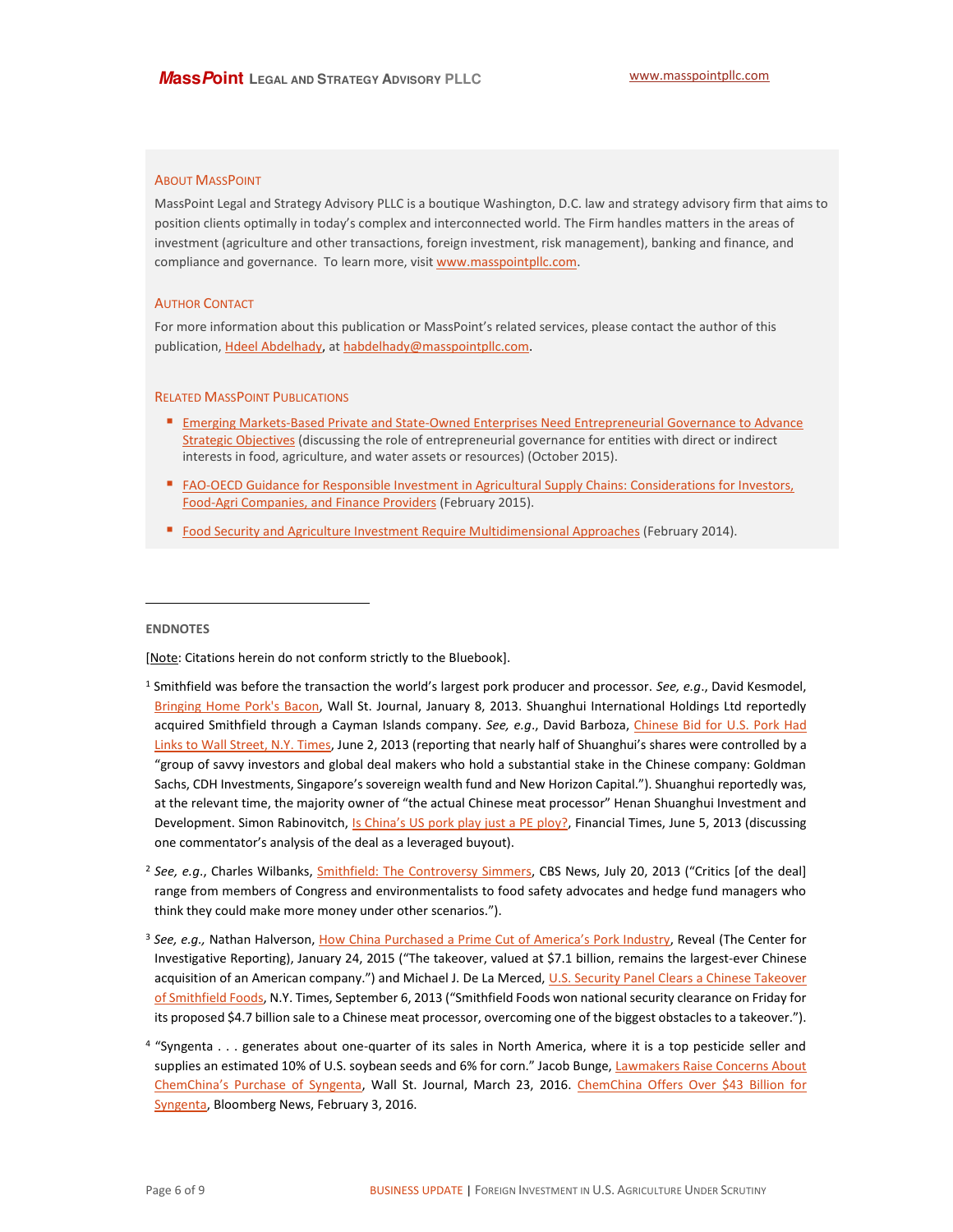### About MassPoint

MassPoint Legal and Strategy Advisory PLLC is a boutique Washington, D.C. law and strategy advisory firm that aims to position clients optimally in today's complex and interconnected world. The Firm handles matters in the areas of investment (agriculture and other transactions, foreign investment, risk management), banking and finance, and compliance and governance. To learn more, visit www.masspointpllc.com.

### Author Contact

For more information about this publication or MassPoint's related services, please contact the author of this publication, Hdeel Abdelhady, at habdelhady@masspointpllc.com.

### Related MassPoint Publications

- Emerging Markets-Based Private and State-Owned Enterprises Need Entrepreneurial Governance to Advance Strategic Objectives (discussing the role of entrepreneurial governance for entities with direct or indirect interests in food, agriculture, and water assets or resources) (October 2015).
- FAO-OECD Guidance for Responsible Investment in Agricultural Supply Chains: Considerations for Investors, Food-Agri Companies, and Finance Providers (February 2015).
- Food Security and Agriculture Investment Require Multidimensional Approaches (February 2014).

---

**ENDNOTES**

[Note: Citations herein do not conform strictly to the Bluebook].

[1] Smithfield was before the transaction the world's largest pork producer and processor. *See, e.g.*, David Kesmodel, Bringing Home Pork's Bacon, Wall St. Journal, January 8, 2013. Shuanghui International Holdings Ltd reportedly acquired Smithfield through a Cayman Islands company. *See, e.g.*, David Barboza, Chinese Bid for U.S. Pork Had Links to Wall Street, N.Y. Times, June 2, 2013 (reporting that nearly half of Shuanghui's shares were controlled by a "group of savvy investors and global deal makers who hold a substantial stake in the Chinese company: Goldman Sachs, CDH Investments, Singapore's sovereign wealth fund and New Horizon Capital."). Shuanghui reportedly was, at the relevant time, the majority owner of "the actual Chinese meat processor" Henan Shuanghui Investment and Development. Simon Rabinovitch, Is China's US pork play just a PE ploy?, Financial Times, June 5, 2013 (discussing one commentator's analysis of the deal as a leveraged buyout).

[2] *See, e.g.*, Charles Wilbanks, Smithfield: The Controversy Simmers, CBS News, July 20, 2013 ("Critics [of the deal] range from members of Congress and environmentalists to food safety advocates and hedge fund managers who think they could make more money under other scenarios.").

[3] *See, e.g.,* Nathan Halverson, How China Purchased a Prime Cut of America's Pork Industry, Reveal (The Center for Investigative Reporting), January 24, 2015 ("The takeover, valued at $7.1 billion, remains the largest-ever Chinese acquisition of an American company.") and Michael J. De La Merced, U.S. Security Panel Clears a Chinese Takeover of Smithfield Foods, N.Y. Times, September 6, 2013 ("Smithfield Foods won national security clearance on Friday for its proposed $4.7 billion sale to a Chinese meat processor, overcoming one of the biggest obstacles to a takeover.").

[4] "Syngenta . . . generates about one-quarter of its sales in North America, where it is a top pesticide seller and supplies an estimated 10% of U.S. soybean seeds and 6% for corn." Jacob Bunge, Lawmakers Raise Concerns About ChemChina's Purchase of Syngenta, Wall St. Journal, March 23, 2016. ChemChina Offers Over $43 Billion for Syngenta, Bloomberg News, February 3, 2016.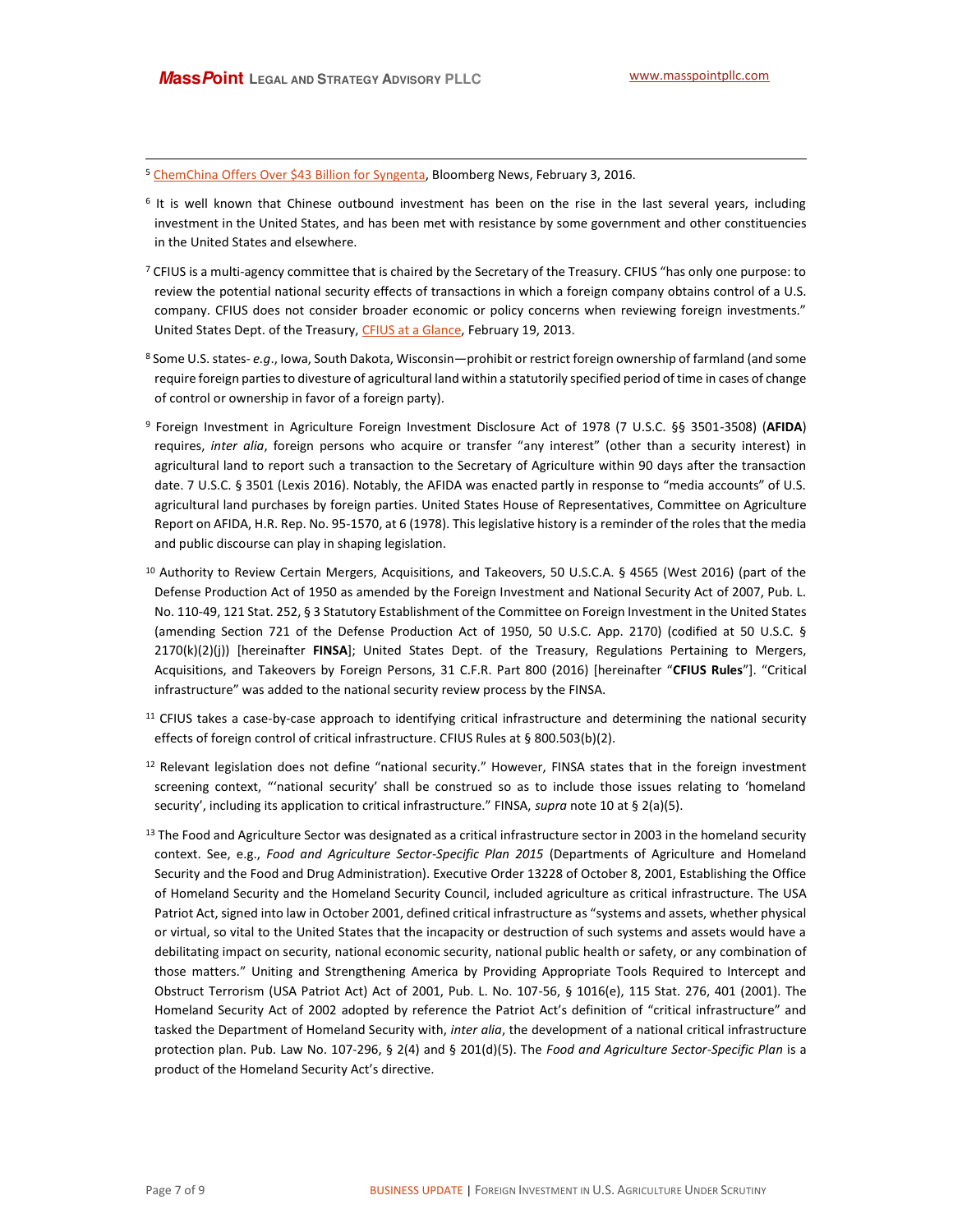[5] ChemChina Offers Over $43 Billion for Syngenta, Bloomberg News, February 3, 2016.

[6] It is well known that Chinese outbound investment has been on the rise in the last several years, including investment in the United States, and has been met with resistance by some government and other constituencies in the United States and elsewhere.

[7] CFIUS is a multi-agency committee that is chaired by the Secretary of the Treasury. CFIUS "has only one purpose: to review the potential national security effects of transactions in which a foreign company obtains control of a U.S. company. CFIUS does not consider broader economic or policy concerns when reviewing foreign investments." United States Dept. of the Treasury, CFIUS at a Glance, February 19, 2013.

[8] Some U.S. states- *e.g*., Iowa, South Dakota, Wisconsin—prohibit or restrict foreign ownership of farmland (and some require foreign parties to divesture of agricultural land within a statutorily specified period of time in cases of change of control or ownership in favor of a foreign party).

[9] Foreign Investment in Agriculture Foreign Investment Disclosure Act of 1978 (7 U.S.C. §§ 3501-3508) (**AFIDA**) requires, *inter alia*, foreign persons who acquire or transfer "any interest" (other than a security interest) in agricultural land to report such a transaction to the Secretary of Agriculture within 90 days after the transaction date. 7 U.S.C. § 3501 (Lexis 2016). Notably, the AFIDA was enacted partly in response to "media accounts" of U.S. agricultural land purchases by foreign parties. United States House of Representatives, Committee on Agriculture Report on AFIDA, H.R. Rep. No. 95-1570, at 6 (1978). This legislative history is a reminder of the roles that the media and public discourse can play in shaping legislation.

[10] Authority to Review Certain Mergers, Acquisitions, and Takeovers, 50 U.S.C.A. § 4565 (West 2016) (part of the Defense Production Act of 1950 as amended by the Foreign Investment and National Security Act of 2007, Pub. L. No. 110-49, 121 Stat. 252, § 3 Statutory Establishment of the Committee on Foreign Investment in the United States (amending Section 721 of the Defense Production Act of 1950, 50 U.S.C. App. 2170) (codified at 50 U.S.C. § 2170(k)(2)(j)) [hereinafter **FINSA**]; United States Dept. of the Treasury, Regulations Pertaining to Mergers, Acquisitions, and Takeovers by Foreign Persons, 31 C.F.R. Part 800 (2016) [hereinafter "**CFIUS Rules**"]. "Critical infrastructure" was added to the national security review process by the FINSA.

[11] CFIUS takes a case-by-case approach to identifying critical infrastructure and determining the national security effects of foreign control of critical infrastructure. CFIUS Rules at § 800.503(b)(2).

[12] Relevant legislation does not define "national security." However, FINSA states that in the foreign investment screening context, "'national security' shall be construed so as to include those issues relating to 'homeland security', including its application to critical infrastructure." FINSA, *supra* note 10 at § 2(a)(5).

[13] The Food and Agriculture Sector was designated as a critical infrastructure sector in 2003 in the homeland security context. See, e.g., *Food and Agriculture Sector-Specific Plan 2015* (Departments of Agriculture and Homeland Security and the Food and Drug Administration). Executive Order 13228 of October 8, 2001, Establishing the Office of Homeland Security and the Homeland Security Council, included agriculture as critical infrastructure. The USA Patriot Act, signed into law in October 2001, defined critical infrastructure as "systems and assets, whether physical or virtual, so vital to the United States that the incapacity or destruction of such systems and assets would have a debilitating impact on security, national economic security, national public health or safety, or any combination of those matters." Uniting and Strengthening America by Providing Appropriate Tools Required to Intercept and Obstruct Terrorism (USA Patriot Act) Act of 2001, Pub. L. No. 107-56, § 1016(e), 115 Stat. 276, 401 (2001). The Homeland Security Act of 2002 adopted by reference the Patriot Act's definition of "critical infrastructure" and tasked the Department of Homeland Security with, *inter alia*, the development of a national critical infrastructure protection plan. Pub. Law No. 107-296, § 2(4) and § 201(d)(5). The *Food and Agriculture Sector-Specific Plan* is a product of the Homeland Security Act's directive.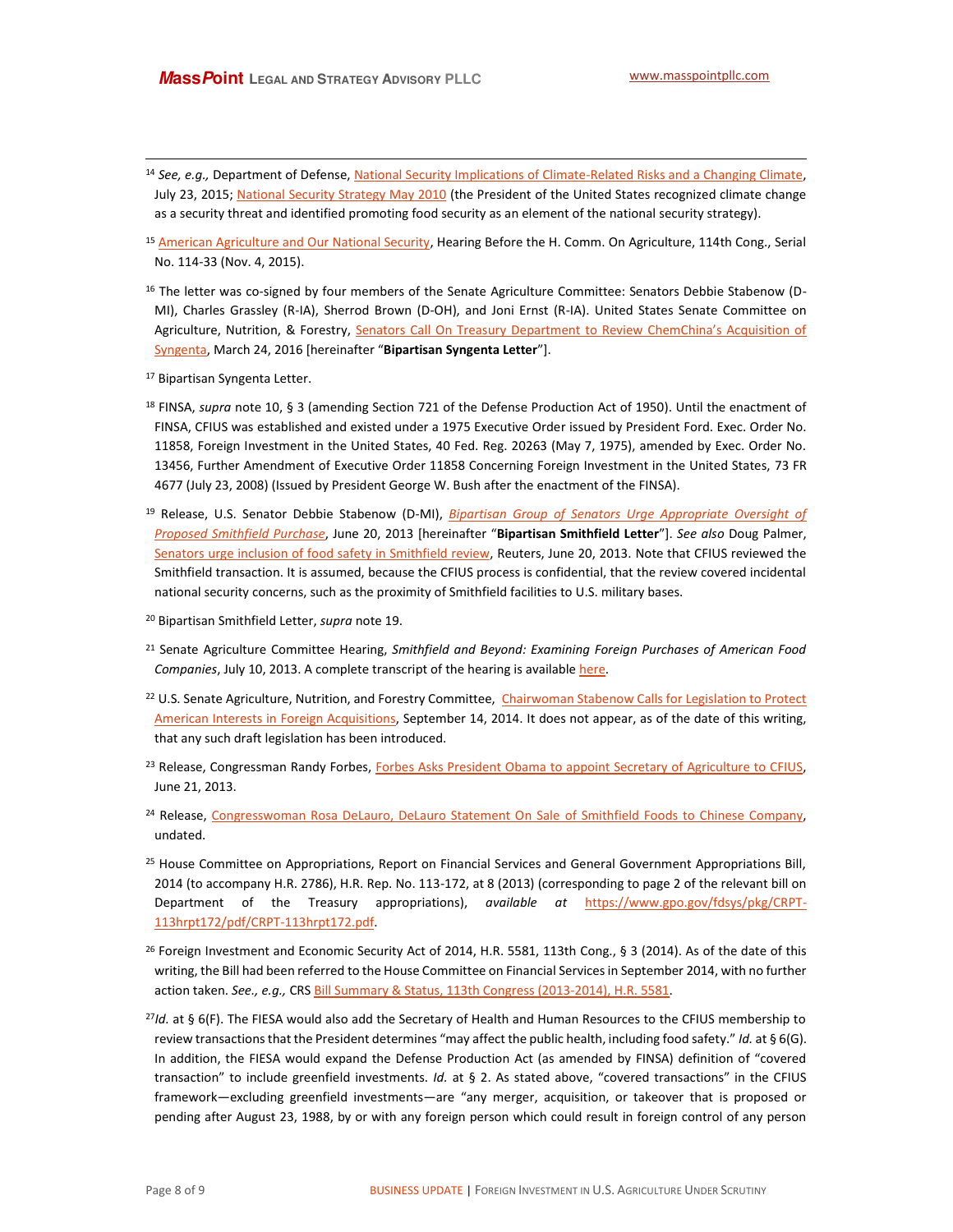[14] *See, e.g.,* Department of Defense, National Security Implications of Climate-Related Risks and a Changing Climate, July 23, 2015; National Security Strategy May 2010 (the President of the United States recognized climate change as a security threat and identified promoting food security as an element of the national security strategy).

[15] American Agriculture and Our National Security, Hearing Before the H. Comm. On Agriculture, 114th Cong., Serial No. 114-33 (Nov. 4, 2015).

[16] The letter was co-signed by four members of the Senate Agriculture Committee: Senators Debbie Stabenow (D-MI), Charles Grassley (R-IA), Sherrod Brown (D-OH), and Joni Ernst (R-IA). United States Senate Committee on Agriculture, Nutrition, & Forestry, Senators Call On Treasury Department to Review ChemChina's Acquisition of Syngenta, March 24, 2016 [hereinafter "**Bipartisan Syngenta Letter**"].

[17] Bipartisan Syngenta Letter.

[18] FINSA, *supra* note 10, § 3 (amending Section 721 of the Defense Production Act of 1950). Until the enactment of FINSA, CFIUS was established and existed under a 1975 Executive Order issued by President Ford. Exec. Order No. 11858, Foreign Investment in the United States, 40 Fed. Reg. 20263 (May 7, 1975), amended by Exec. Order No. 13456, Further Amendment of Executive Order 11858 Concerning Foreign Investment in the United States, 73 FR 4677 (July 23, 2008) (Issued by President George W. Bush after the enactment of the FINSA).

[19] Release, U.S. Senator Debbie Stabenow (D-MI), *Bipartisan Group of Senators Urge Appropriate Oversight of Proposed Smithfield Purchase*, June 20, 2013 [hereinafter "**Bipartisan Smithfield Letter**"]. *See also* Doug Palmer, Senators urge inclusion of food safety in Smithfield review, Reuters, June 20, 2013. Note that CFIUS reviewed the Smithfield transaction. It is assumed, because the CFIUS process is confidential, that the review covered incidental national security concerns, such as the proximity of Smithfield facilities to U.S. military bases.

[20] Bipartisan Smithfield Letter, *supra* note 19.

[21] Senate Agriculture Committee Hearing, *Smithfield and Beyond: Examining Foreign Purchases of American Food Companies*, July 10, 2013. A complete transcript of the hearing is available here.

[22] U.S. Senate Agriculture, Nutrition, and Forestry Committee, Chairwoman Stabenow Calls for Legislation to Protect American Interests in Foreign Acquisitions, September 14, 2014. It does not appear, as of the date of this writing, that any such draft legislation has been introduced.

[23] Release, Congressman Randy Forbes, Forbes Asks President Obama to appoint Secretary of Agriculture to CFIUS, June 21, 2013.

[24] Release, Congresswoman Rosa DeLauro, DeLauro Statement On Sale of Smithfield Foods to Chinese Company, undated.

[25] House Committee on Appropriations, Report on Financial Services and General Government Appropriations Bill, 2014 (to accompany H.R. 2786), H.R. Rep. No. 113-172, at 8 (2013) (corresponding to page 2 of the relevant bill on Department of the Treasury appropriations), *available at* https://www.gpo.gov/fdsys/pkg/CRPT-113hrpt172/pdf/CRPT-113hrpt172.pdf.

[26] Foreign Investment and Economic Security Act of 2014, H.R. 5581, 113th Cong., § 3 (2014). As of the date of this writing, the Bill had been referred to the House Committee on Financial Services in September 2014, with no further action taken. *See., e.g.,* CRS Bill Summary & Status, 113th Congress (2013-2014), H.R. 5581.

[27] *Id.* at § 6(F). The FIESA would also add the Secretary of Health and Human Resources to the CFIUS membership to review transactions that the President determines "may affect the public health, including food safety." *Id.* at § 6(G). In addition, the FIESA would expand the Defense Production Act (as amended by FINSA) definition of "covered transaction" to include greenfield investments. *Id.* at § 2. As stated above, "covered transactions" in the CFIUS framework—excluding greenfield investments—are "any merger, acquisition, or takeover that is proposed or pending after August 23, 1988, by or with any foreign person which could result in foreign control of any person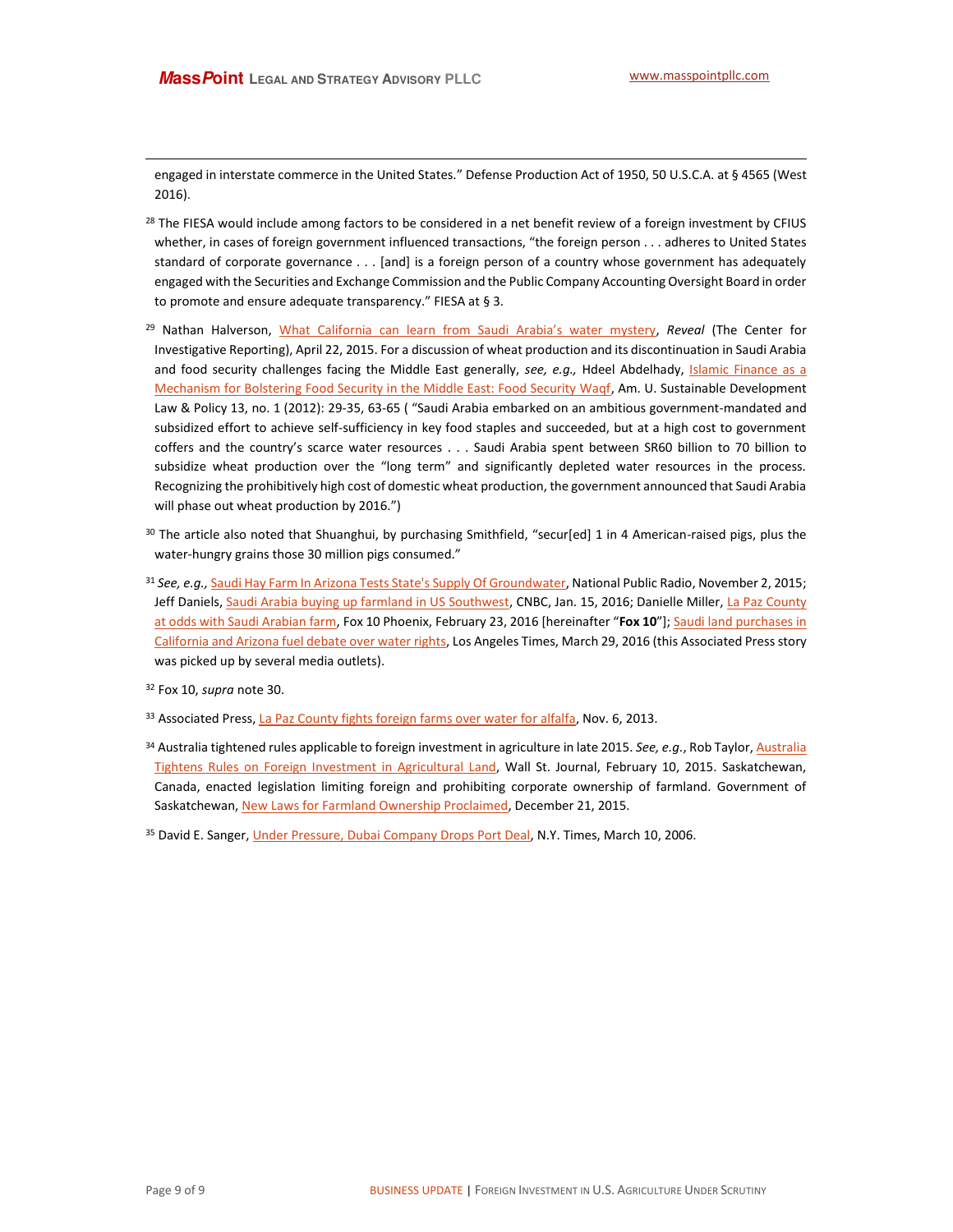engaged in interstate commerce in the United States." Defense Production Act of 1950, 50 U.S.C.A. at § 4565 (West 2016).

[28] The FIESA would include among factors to be considered in a net benefit review of a foreign investment by CFIUS whether, in cases of foreign government influenced transactions, "the foreign person . . . adheres to United States standard of corporate governance . . . [and] is a foreign person of a country whose government has adequately engaged with the Securities and Exchange Commission and the Public Company Accounting Oversight Board in order to promote and ensure adequate transparency." FIESA at § 3.

[29] Nathan Halverson, What California can learn from Saudi Arabia's water mystery, *Reveal* (The Center for Investigative Reporting), April 22, 2015. For a discussion of wheat production and its discontinuation in Saudi Arabia and food security challenges facing the Middle East generally, *see, e.g.,* Hdeel Abdelhady, Islamic Finance as a Mechanism for Bolstering Food Security in the Middle East: Food Security Waqf, Am. U. Sustainable Development Law & Policy 13, no. 1 (2012): 29-35, 63-65 ( "Saudi Arabia embarked on an ambitious government-mandated and subsidized effort to achieve self-sufficiency in key food staples and succeeded, but at a high cost to government coffers and the country's scarce water resources . . . Saudi Arabia spent between SR60 billion to 70 billion to subsidize wheat production over the "long term" and significantly depleted water resources in the process. Recognizing the prohibitively high cost of domestic wheat production, the government announced that Saudi Arabia will phase out wheat production by 2016.")

[30] The article also noted that Shuanghui, by purchasing Smithfield, "secur[ed] 1 in 4 American-raised pigs, plus the water-hungry grains those 30 million pigs consumed."

[31] *See, e.g.,* Saudi Hay Farm In Arizona Tests State's Supply Of Groundwater, National Public Radio, November 2, 2015; Jeff Daniels, Saudi Arabia buying up farmland in US Southwest, CNBC, Jan. 15, 2016; Danielle Miller, La Paz County at odds with Saudi Arabian farm, Fox 10 Phoenix, February 23, 2016 [hereinafter "**Fox 10**"]; Saudi land purchases in California and Arizona fuel debate over water rights, Los Angeles Times, March 29, 2016 (this Associated Press story was picked up by several media outlets).

[32] Fox 10, *supra* note 30.

[33] Associated Press, La Paz County fights foreign farms over water for alfalfa, Nov. 6, 2013.

[34] Australia tightened rules applicable to foreign investment in agriculture in late 2015. *See, e.g.*, Rob Taylor, Australia Tightens Rules on Foreign Investment in Agricultural Land, Wall St. Journal, February 10, 2015. Saskatchewan, Canada, enacted legislation limiting foreign and prohibiting corporate ownership of farmland. Government of Saskatchewan, New Laws for Farmland Ownership Proclaimed, December 21, 2015.

[35] David E. Sanger, Under Pressure, Dubai Company Drops Port Deal, N.Y. Times, March 10, 2006.